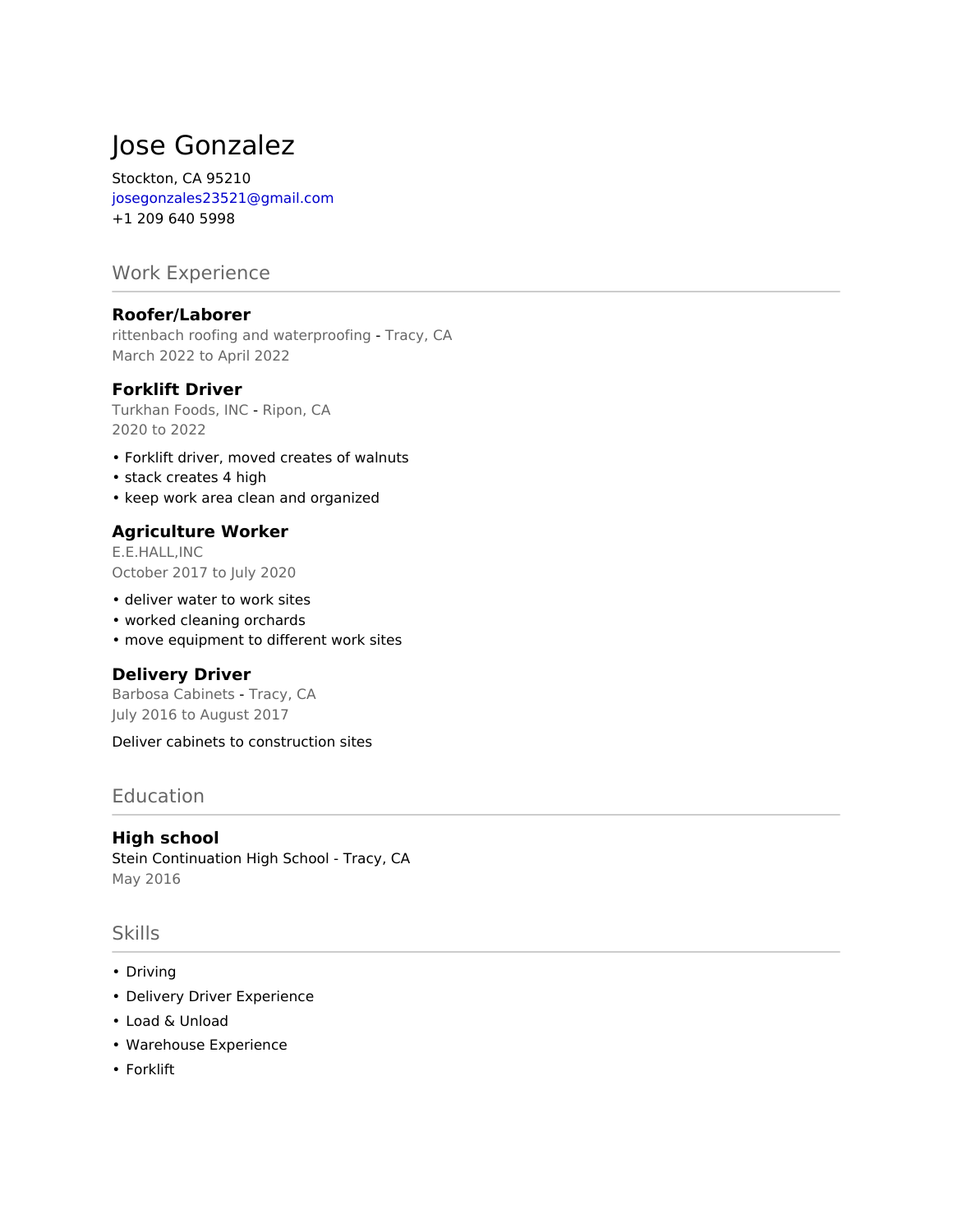# Jose Gonzalez

Stockton, CA 95210
josegonzales23521@gmail.com
+1 209 640 5998

## Work Experience

### Roofer/Laborer

rittenbach roofing and waterproofing - Tracy, CA
March 2022 to April 2022

### Forklift Driver

Turkhan Foods, INC - Ripon, CA
2020 to 2022

- Forklift driver, moved creates of walnuts
- stack creates 4 high
- keep work area clean and organized

### Agriculture Worker

E.E.HALL,INC
October 2017 to July 2020

- deliver water to work sites
- worked cleaning orchards
- move equipment to different work sites

### Delivery Driver

Barbosa Cabinets - Tracy, CA
July 2016 to August 2017

Deliver cabinets to construction sites

## Education

### High school

Stein Continuation High School - Tracy, CA
May 2016

## Skills

- Driving
- Delivery Driver Experience
- Load & Unload
- Warehouse Experience
- Forklift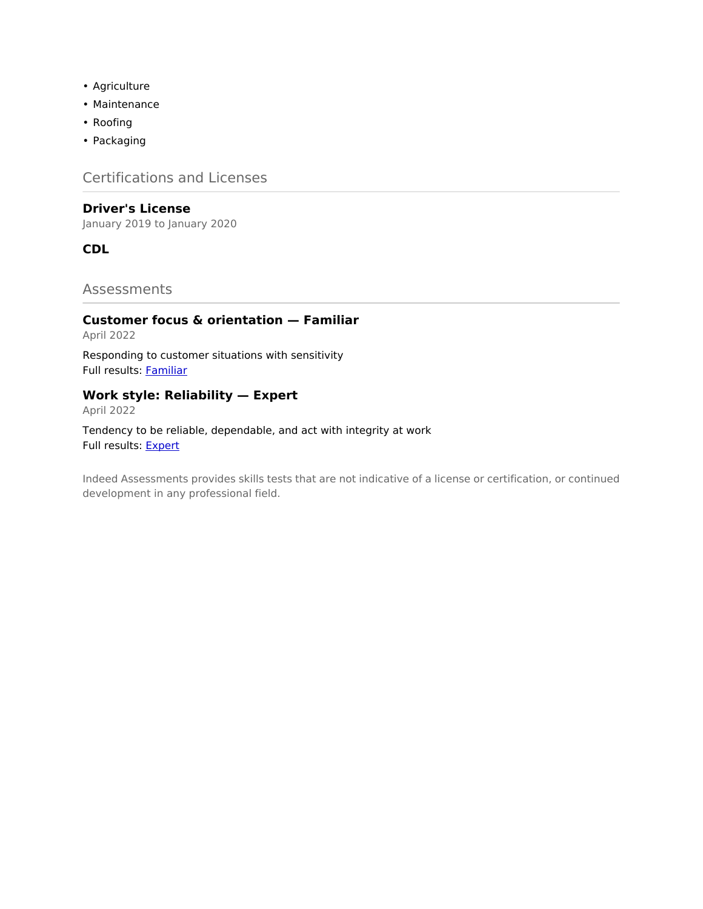- Agriculture
- Maintenance
- Roofing
- Packaging

## Certifications and Licenses

### Driver's License

January 2019 to January 2020

### CDL

## Assessments

### Customer focus & orientation — Familiar

April 2022

Responding to customer situations with sensitivity
Full results: Familiar

### Work style: Reliability — Expert

April 2022

Tendency to be reliable, dependable, and act with integrity at work
Full results: Expert

Indeed Assessments provides skills tests that are not indicative of a license or certification, or continued development in any professional field.